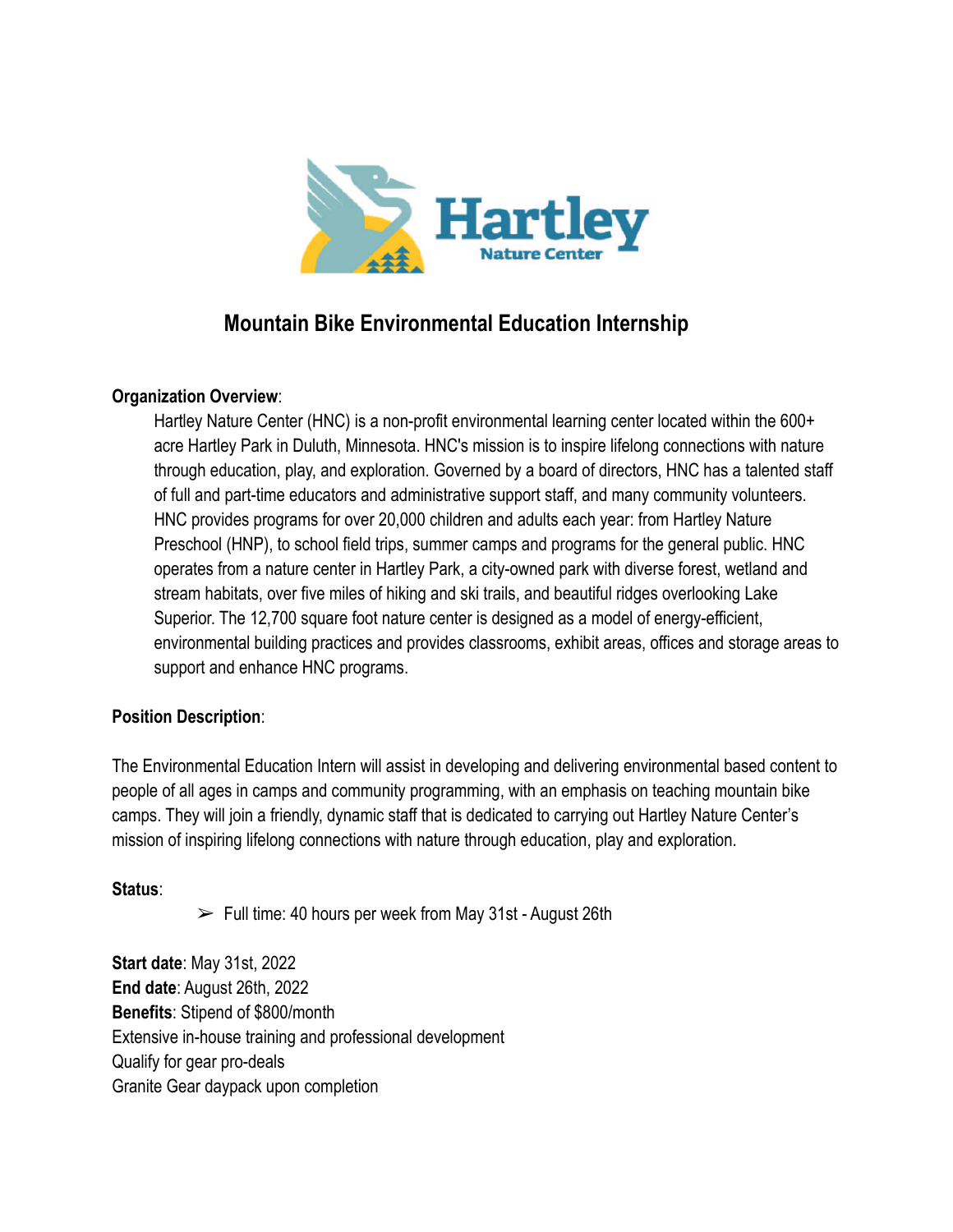Hartley Nature Center

# Mountain Bike Environmental Education Internship

**Organization Overview**:

Hartley Nature Center (HNC) is a non-profit environmental learning center located within the 600+ acre Hartley Park in Duluth, Minnesota. HNC's mission is to inspire lifelong connections with nature through education, play, and exploration. Governed by a board of directors, HNC has a talented staff of full and part-time educators and administrative support staff, and many community volunteers. HNC provides programs for over 20,000 children and adults each year: from Hartley Nature Preschool (HNP), to school field trips, summer camps and programs for the general public. HNC operates from a nature center in Hartley Park, a city-owned park with diverse forest, wetland and stream habitats, over five miles of hiking and ski trails, and beautiful ridges overlooking Lake Superior. The 12,700 square foot nature center is designed as a model of energy-efficient, environmental building practices and provides classrooms, exhibit areas, offices and storage areas to support and enhance HNC programs.

**Position Description**:

The Environmental Education Intern will assist in developing and delivering environmental based content to people of all ages in camps and community programming, with an emphasis on teaching mountain bike camps. They will join a friendly, dynamic staff that is dedicated to carrying out Hartley Nature Center's mission of inspiring lifelong connections with nature through education, play and exploration.

**Status**:

- Full time: 40 hours per week from May 31st - August 26th

**Start date**: May 31st, 2022
**End date**: August 26th, 2022
**Benefits**: Stipend of $800/month
Extensive in-house training and professional development
Qualify for gear pro-deals
Granite Gear daypack upon completion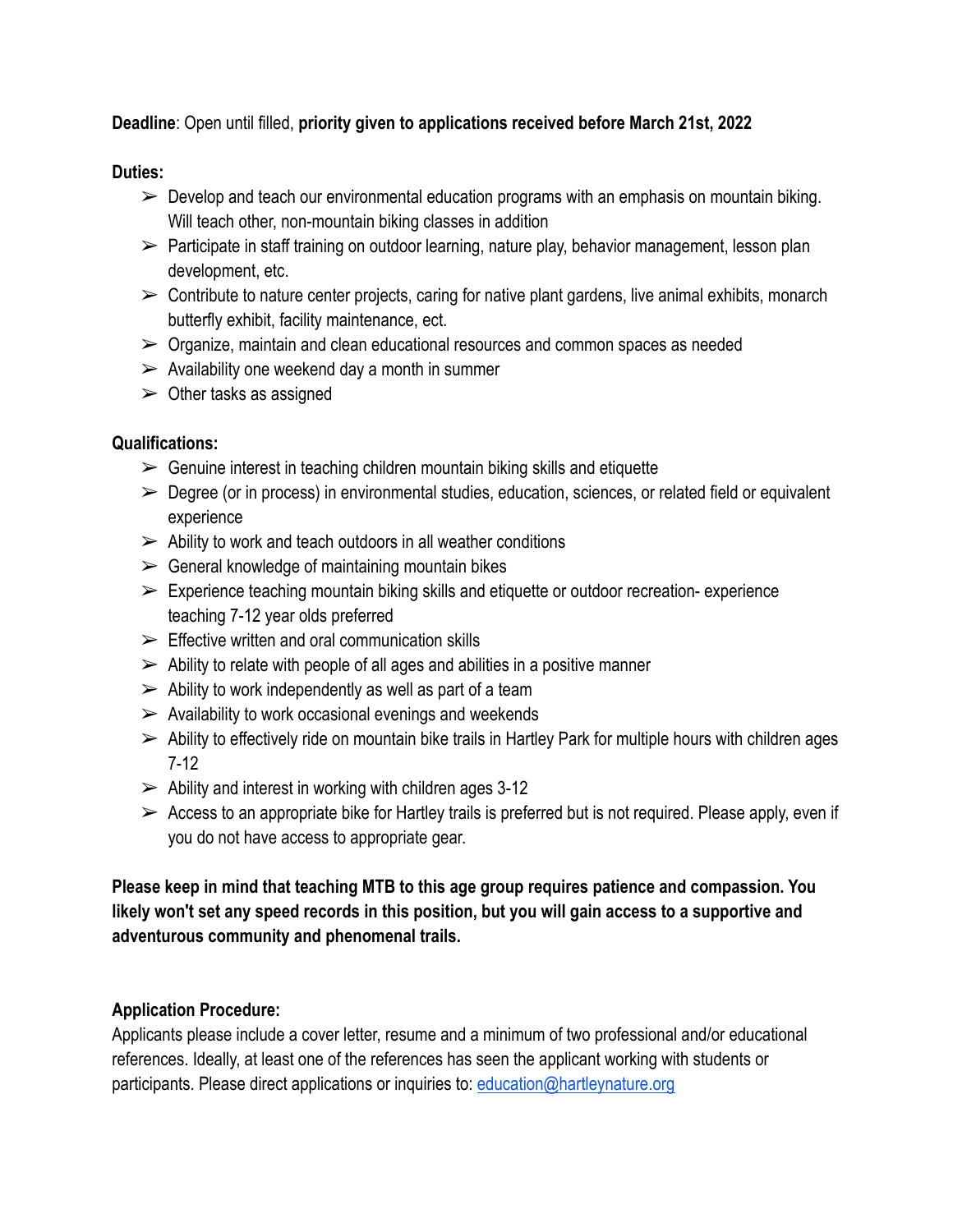**Deadline**: Open until filled, **priority given to applications received before March 21st, 2022**

**Duties:**

- Develop and teach our environmental education programs with an emphasis on mountain biking. Will teach other, non-mountain biking classes in addition
- Participate in staff training on outdoor learning, nature play, behavior management, lesson plan development, etc.
- Contribute to nature center projects, caring for native plant gardens, live animal exhibits, monarch butterfly exhibit, facility maintenance, ect.
- Organize, maintain and clean educational resources and common spaces as needed
- Availability one weekend day a month in summer
- Other tasks as assigned

**Qualifications:**

- Genuine interest in teaching children mountain biking skills and etiquette
- Degree (or in process) in environmental studies, education, sciences, or related field or equivalent experience
- Ability to work and teach outdoors in all weather conditions
- General knowledge of maintaining mountain bikes
- Experience teaching mountain biking skills and etiquette or outdoor recreation- experience teaching 7-12 year olds preferred
- Effective written and oral communication skills
- Ability to relate with people of all ages and abilities in a positive manner
- Ability to work independently as well as part of a team
- Availability to work occasional evenings and weekends
- Ability to effectively ride on mountain bike trails in Hartley Park for multiple hours with children ages 7-12
- Ability and interest in working with children ages 3-12
- Access to an appropriate bike for Hartley trails is preferred but is not required. Please apply, even if you do not have access to appropriate gear.

**Please keep in mind that teaching MTB to this age group requires patience and compassion. You likely won't set any speed records in this position, but you will gain access to a supportive and adventurous community and phenomenal trails.**

**Application Procedure:**

Applicants please include a cover letter, resume and a minimum of two professional and/or educational references. Ideally, at least one of the references has seen the applicant working with students or participants. Please direct applications or inquiries to: education@hartleynature.org